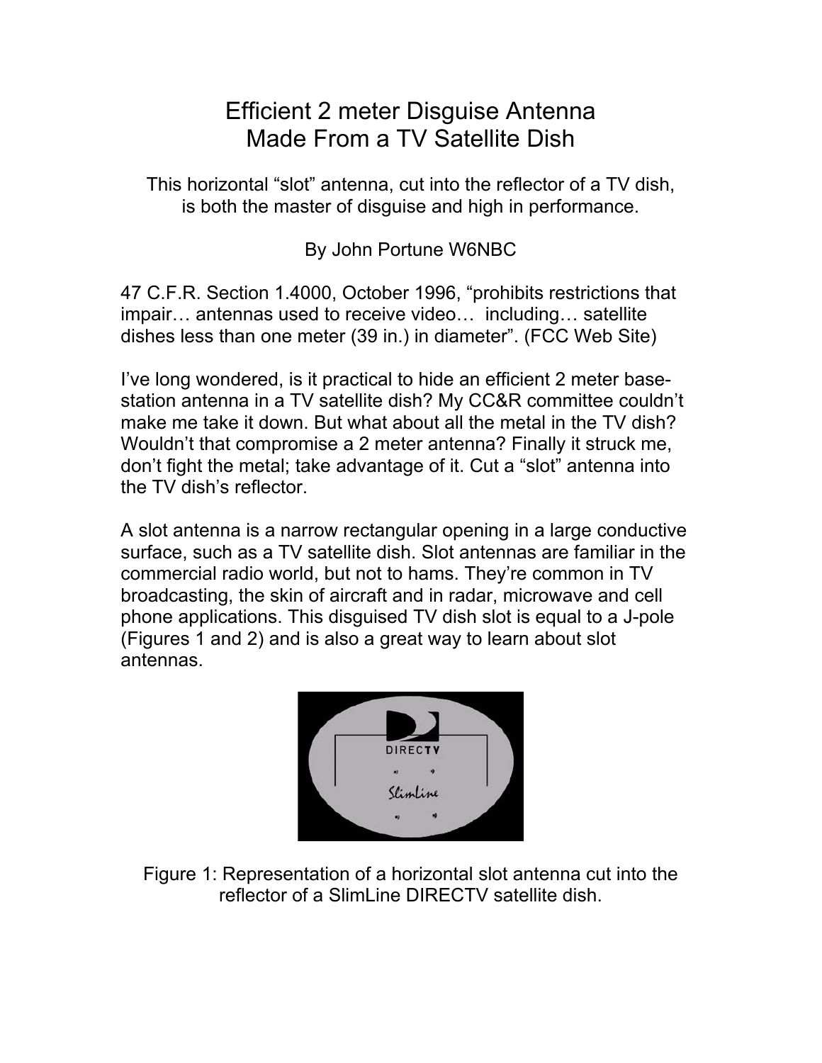# Efficient 2 meter Disguise Antenna Made From a TV Satellite Dish

This horizontal "slot" antenna, cut into the reflector of a TV dish, is both the master of disguise and high in performance.

By John Portune W6NBC

47 C.F.R. Section 1.4000, October 1996, "prohibits restrictions that impair… antennas used to receive video… including… satellite dishes less than one meter (39 in.) in diameter". (FCC Web Site)

I've long wondered, is it practical to hide an efficient 2 meter base-station antenna in a TV satellite dish? My CC&R committee couldn't make me take it down. But what about all the metal in the TV dish? Wouldn't that compromise a 2 meter antenna? Finally it struck me, don't fight the metal; take advantage of it. Cut a "slot" antenna into the TV dish's reflector.

A slot antenna is a narrow rectangular opening in a large conductive surface, such as a TV satellite dish. Slot antennas are familiar in the commercial radio world, but not to hams. They're common in TV broadcasting, the skin of aircraft and in radar, microwave and cell phone applications. This disguised TV dish slot is equal to a J-pole (Figures 1 and 2) and is also a great way to learn about slot antennas.

Figure 1: Representation of a horizontal slot antenna cut into the reflector of a SlimLine DIRECTV satellite dish.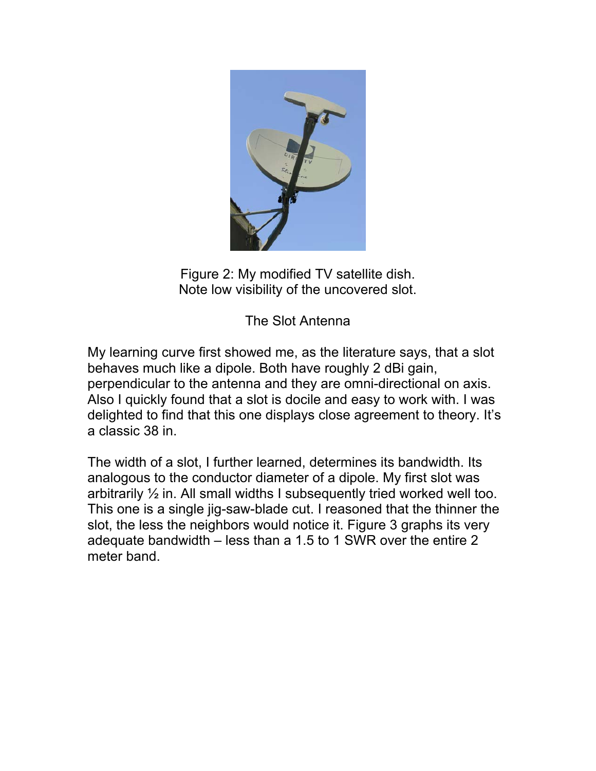Figure 2: My modified TV satellite dish.
Note low visibility of the uncovered slot.

## The Slot Antenna

My learning curve first showed me, as the literature says, that a slot behaves much like a dipole. Both have roughly 2 dBi gain, perpendicular to the antenna and they are omni-directional on axis. Also I quickly found that a slot is docile and easy to work with. I was delighted to find that this one displays close agreement to theory. It's a classic 38 in.

The width of a slot, I further learned, determines its bandwidth. Its analogous to the conductor diameter of a dipole. My first slot was arbitrarily ½ in. All small widths I subsequently tried worked well too. This one is a single jig-saw-blade cut. I reasoned that the thinner the slot, the less the neighbors would notice it. Figure 3 graphs its very adequate bandwidth – less than a 1.5 to 1 SWR over the entire 2 meter band.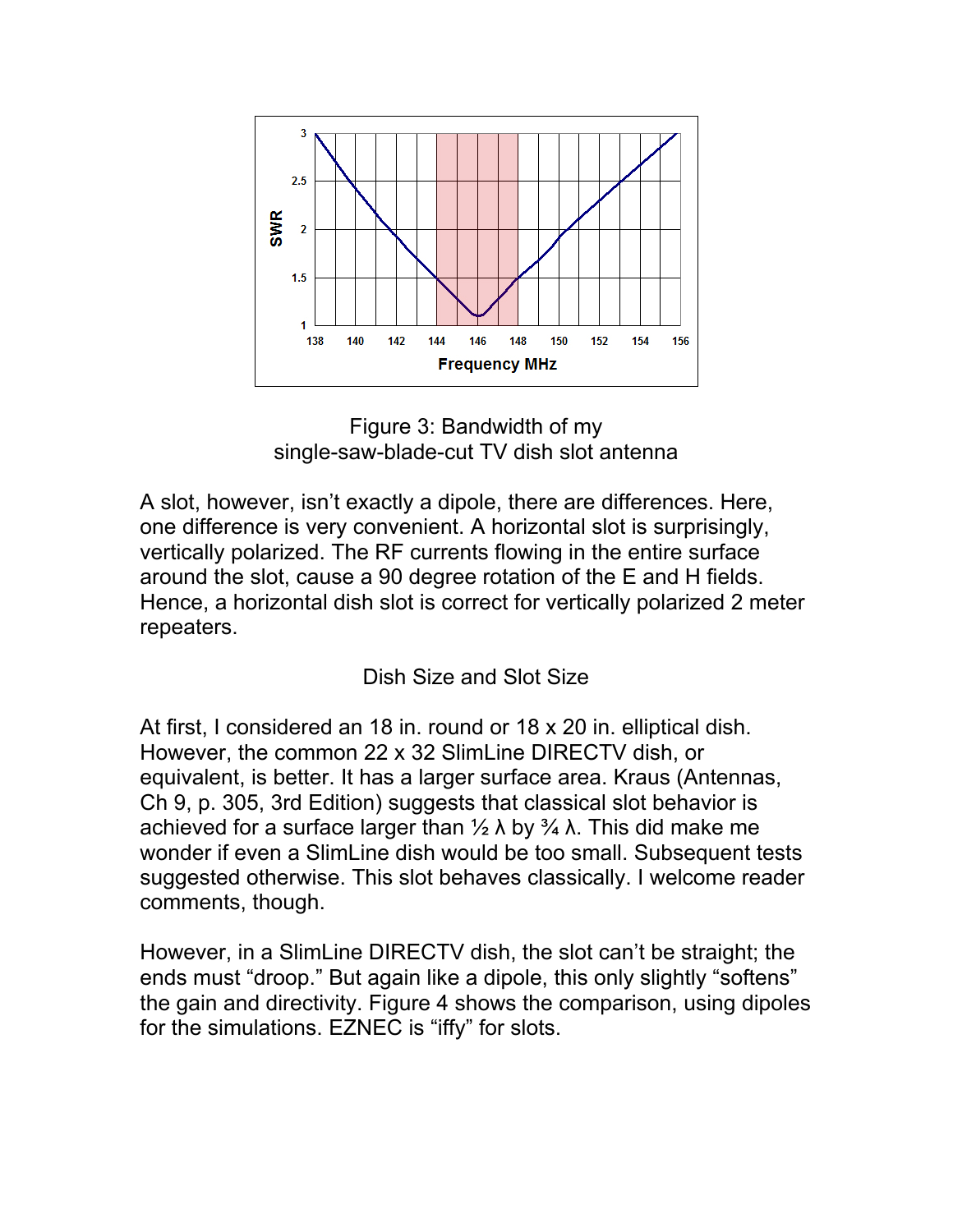Figure 3: Bandwidth of my single-saw-blade-cut TV dish slot antenna

A slot, however, isn't exactly a dipole, there are differences. Here, one difference is very convenient. A horizontal slot is surprisingly, vertically polarized. The RF currents flowing in the entire surface around the slot, cause a 90 degree rotation of the E and H fields. Hence, a horizontal dish slot is correct for vertically polarized 2 meter repeaters.

## Dish Size and Slot Size

At first, I considered an 18 in. round or 18 x 20 in. elliptical dish. However, the common 22 x 32 SlimLine DIRECTV dish, or equivalent, is better. It has a larger surface area. Kraus (Antennas, Ch 9, p. 305, 3rd Edition) suggests that classical slot behavior is achieved for a surface larger than ½ λ by ¾ λ. This did make me wonder if even a SlimLine dish would be too small. Subsequent tests suggested otherwise. This slot behaves classically. I welcome reader comments, though.

However, in a SlimLine DIRECTV dish, the slot can't be straight; the ends must "droop." But again like a dipole, this only slightly "softens" the gain and directivity. Figure 4 shows the comparison, using dipoles for the simulations. EZNEC is "iffy" for slots.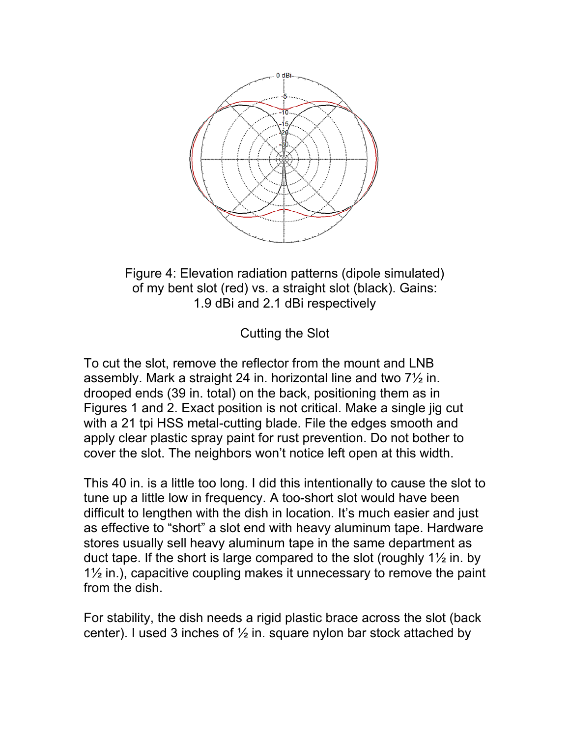Figure 4: Elevation radiation patterns (dipole simulated) of my bent slot (red) vs. a straight slot (black). Gains: 1.9 dBi and 2.1 dBi respectively

## Cutting the Slot

To cut the slot, remove the reflector from the mount and LNB assembly. Mark a straight 24 in. horizontal line and two 7½ in. drooped ends (39 in. total) on the back, positioning them as in Figures 1 and 2. Exact position is not critical. Make a single jig cut with a 21 tpi HSS metal-cutting blade. File the edges smooth and apply clear plastic spray paint for rust prevention. Do not bother to cover the slot. The neighbors won't notice left open at this width.

This 40 in. is a little too long. I did this intentionally to cause the slot to tune up a little low in frequency. A too-short slot would have been difficult to lengthen with the dish in location. It's much easier and just as effective to "short" a slot end with heavy aluminum tape. Hardware stores usually sell heavy aluminum tape in the same department as duct tape. If the short is large compared to the slot (roughly 1½ in. by 1½ in.), capacitive coupling makes it unnecessary to remove the paint from the dish.

For stability, the dish needs a rigid plastic brace across the slot (back center). I used 3 inches of ½ in. square nylon bar stock attached by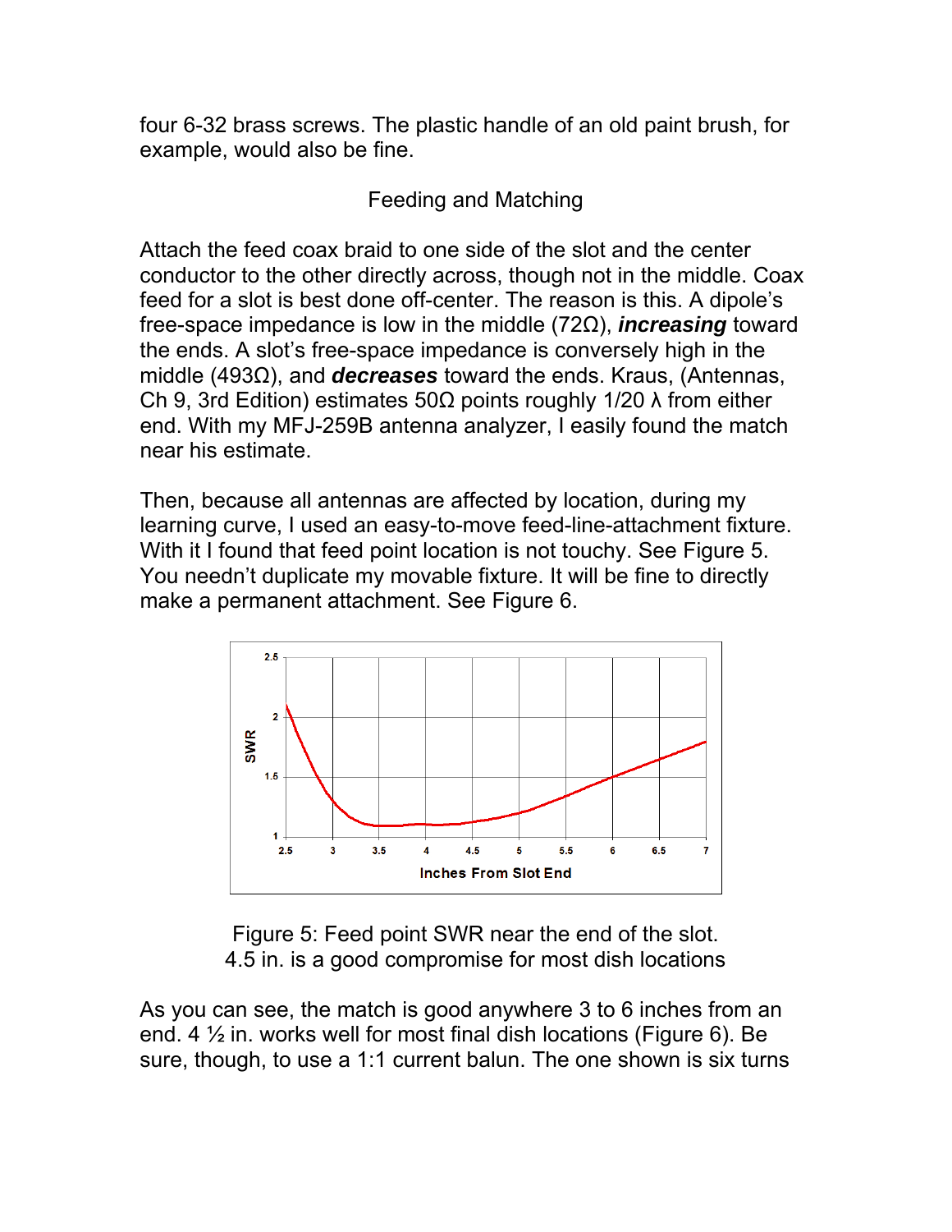four 6-32 brass screws. The plastic handle of an old paint brush, for example, would also be fine.

## Feeding and Matching

Attach the feed coax braid to one side of the slot and the center conductor to the other directly across, though not in the middle. Coax feed for a slot is best done off-center. The reason is this. A dipole's free-space impedance is low in the middle (72Ω), ***increasing*** toward the ends. A slot's free-space impedance is conversely high in the middle (493Ω), and ***decreases*** toward the ends. Kraus, (Antennas, Ch 9, 3rd Edition) estimates 50Ω points roughly 1/20 λ from either end. With my MFJ-259B antenna analyzer, I easily found the match near his estimate.

Then, because all antennas are affected by location, during my learning curve, I used an easy-to-move feed-line-attachment fixture. With it I found that feed point location is not touchy. See Figure 5. You needn't duplicate my movable fixture. It will be fine to directly make a permanent attachment. See Figure 6.

Figure 5: Feed point SWR near the end of the slot.
4.5 in. is a good compromise for most dish locations

As you can see, the match is good anywhere 3 to 6 inches from an end. 4 ½ in. works well for most final dish locations (Figure 6). Be sure, though, to use a 1:1 current balun. The one shown is six turns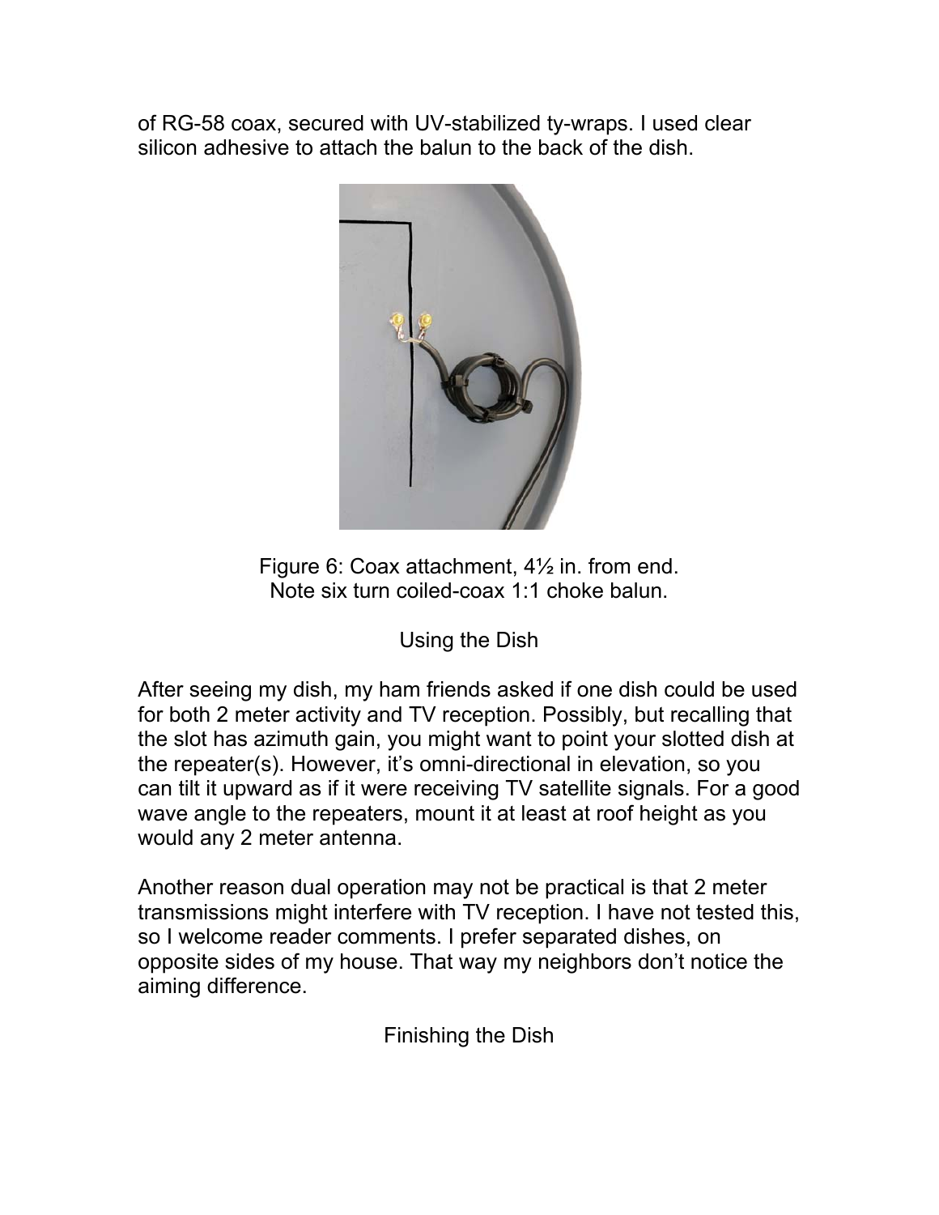of RG-58 coax, secured with UV-stabilized ty-wraps. I used clear silicon adhesive to attach the balun to the back of the dish.

Figure 6: Coax attachment, 4½ in. from end.
Note six turn coiled-coax 1:1 choke balun.

## Using the Dish

After seeing my dish, my ham friends asked if one dish could be used for both 2 meter activity and TV reception. Possibly, but recalling that the slot has azimuth gain, you might want to point your slotted dish at the repeater(s). However, it's omni-directional in elevation, so you can tilt it upward as if it were receiving TV satellite signals. For a good wave angle to the repeaters, mount it at least at roof height as you would any 2 meter antenna.

Another reason dual operation may not be practical is that 2 meter transmissions might interfere with TV reception. I have not tested this, so I welcome reader comments. I prefer separated dishes, on opposite sides of my house. That way my neighbors don't notice the aiming difference.

## Finishing the Dish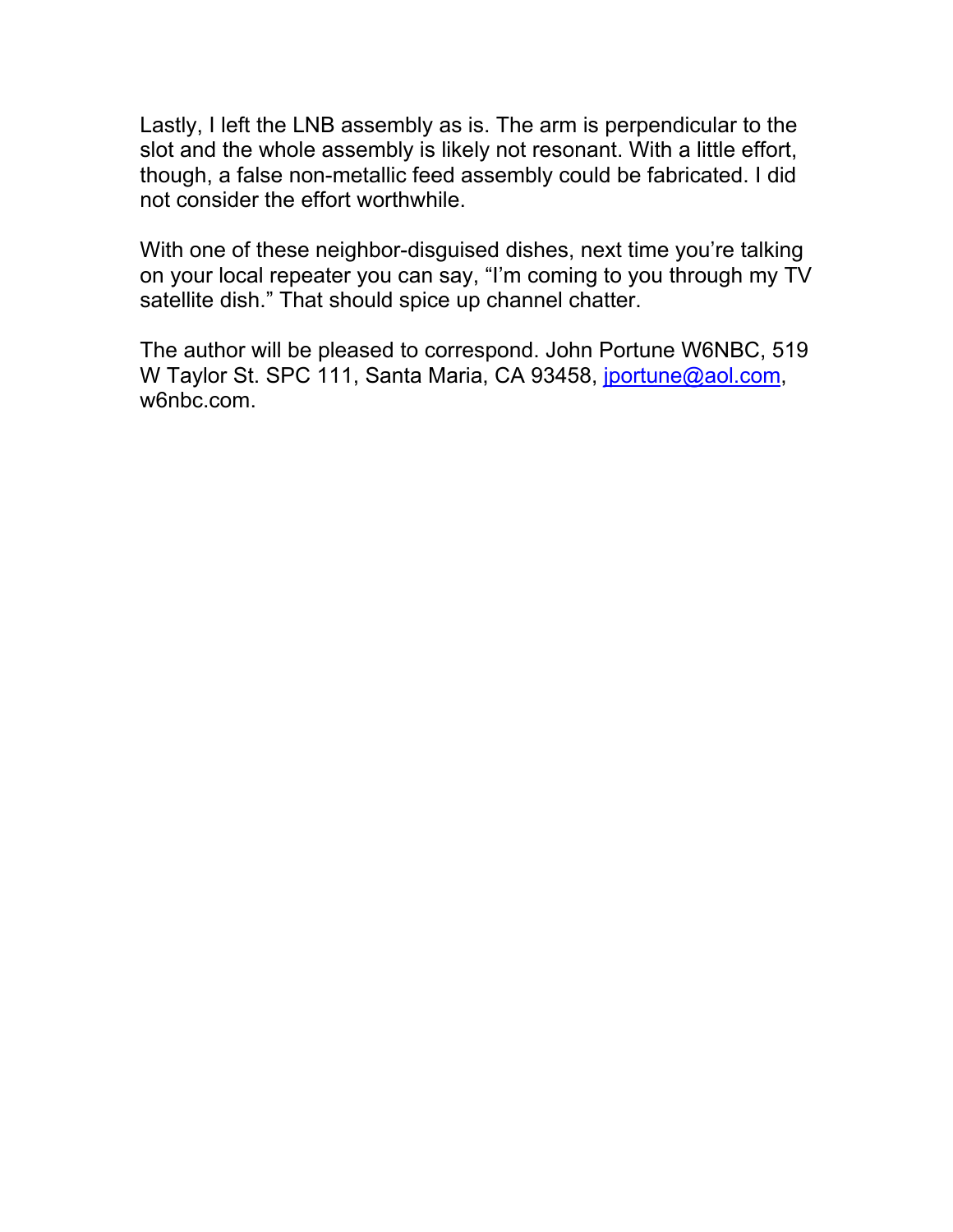Lastly, I left the LNB assembly as is. The arm is perpendicular to the slot and the whole assembly is likely not resonant. With a little effort, though, a false non-metallic feed assembly could be fabricated. I did not consider the effort worthwhile.

With one of these neighbor-disguised dishes, next time you're talking on your local repeater you can say, "I'm coming to you through my TV satellite dish." That should spice up channel chatter.

The author will be pleased to correspond. John Portune W6NBC, 519 W Taylor St. SPC 111, Santa Maria, CA 93458, jportune@aol.com, w6nbc.com.